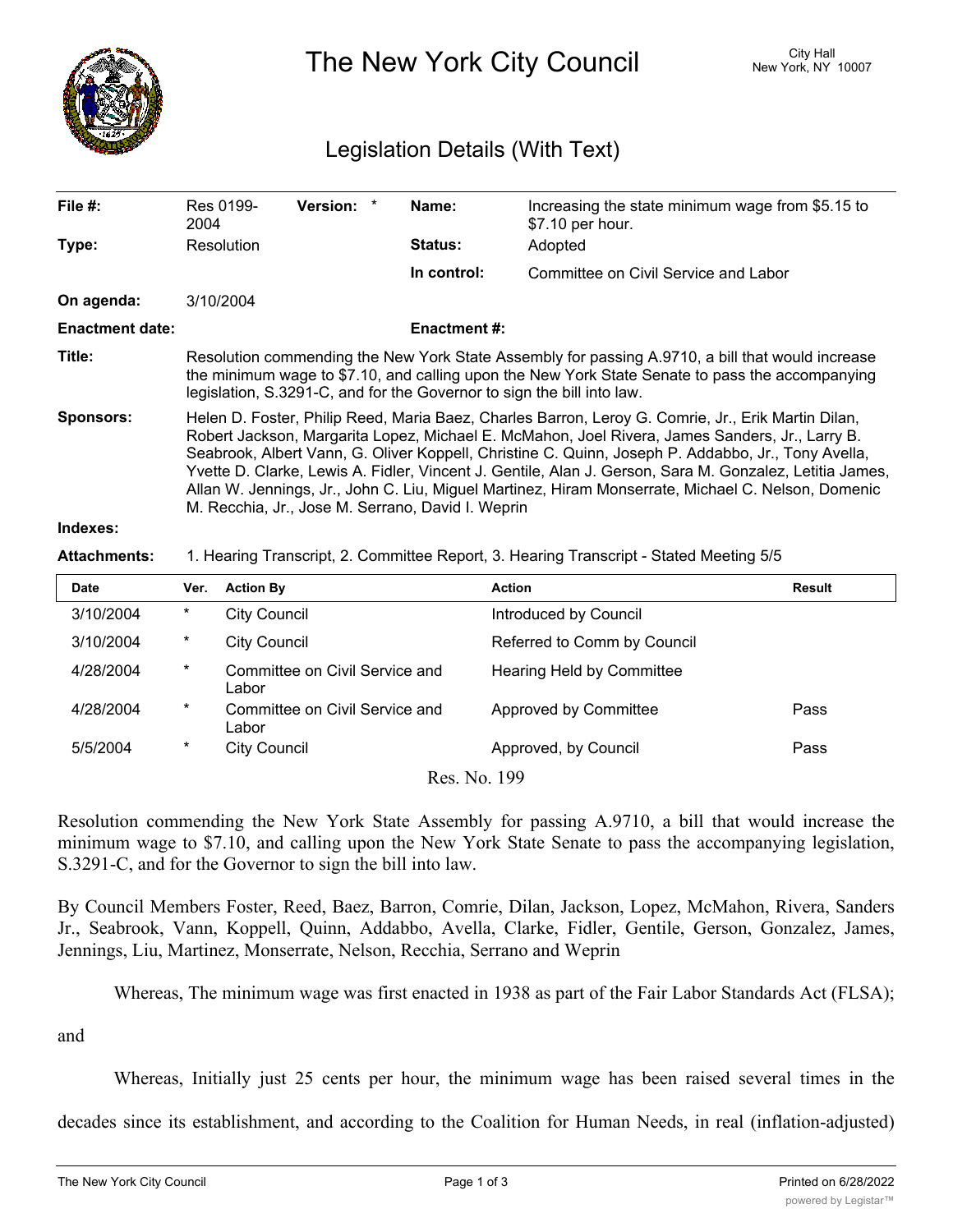# The New York City Council

City Hall
New York, NY 10007

## Legislation Details (With Text)

| | | | |
|---|---|---|---|
| **File #:** | Res 0199-2004 **Version:** * | **Name:** | Increasing the state minimum wage from $5.15 to $7.10 per hour. |
| **Type:** | Resolution | **Status:** | Adopted |
| | | **In control:** | Committee on Civil Service and Labor |
| **On agenda:** | 3/10/2004 | | |
| **Enactment date:** | | **Enactment #:** | |

**Title:** Resolution commending the New York State Assembly for passing A.9710, a bill that would increase the minimum wage to $7.10, and calling upon the New York State Senate to pass the accompanying legislation, S.3291-C, and for the Governor to sign the bill into law.

**Sponsors:** Helen D. Foster, Philip Reed, Maria Baez, Charles Barron, Leroy G. Comrie, Jr., Erik Martin Dilan, Robert Jackson, Margarita Lopez, Michael E. McMahon, Joel Rivera, James Sanders, Jr., Larry B. Seabrook, Albert Vann, G. Oliver Koppell, Christine C. Quinn, Joseph P. Addabbo, Jr., Tony Avella, Yvette D. Clarke, Lewis A. Fidler, Vincent J. Gentile, Alan J. Gerson, Sara M. Gonzalez, Letitia James, Allan W. Jennings, Jr., John C. Liu, Miguel Martinez, Hiram Monserrate, Michael C. Nelson, Domenic M. Recchia, Jr., Jose M. Serrano, David I. Weprin

**Indexes:**

**Attachments:** 1. Hearing Transcript, 2. Committee Report, 3. Hearing Transcript - Stated Meeting 5/5

| Date | Ver. | Action By | Action | Result |
|---|---|---|---|---|
| 3/10/2004 | * | City Council | Introduced by Council | |
| 3/10/2004 | * | City Council | Referred to Comm by Council | |
| 4/28/2004 | * | Committee on Civil Service and Labor | Hearing Held by Committee | |
| 4/28/2004 | * | Committee on Civil Service and Labor | Approved by Committee | Pass |
| 5/5/2004 | * | City Council | Approved, by Council | Pass |

Res. No. 199

Resolution commending the New York State Assembly for passing A.9710, a bill that would increase the minimum wage to $7.10, and calling upon the New York State Senate to pass the accompanying legislation, S.3291-C, and for the Governor to sign the bill into law.

By Council Members Foster, Reed, Baez, Barron, Comrie, Dilan, Jackson, Lopez, McMahon, Rivera, Sanders Jr., Seabrook, Vann, Koppell, Quinn, Addabbo, Avella, Clarke, Fidler, Gentile, Gerson, Gonzalez, James, Jennings, Liu, Martinez, Monserrate, Nelson, Recchia, Serrano and Weprin

Whereas, The minimum wage was first enacted in 1938 as part of the Fair Labor Standards Act (FLSA); and

Whereas, Initially just 25 cents per hour, the minimum wage has been raised several times in the decades since its establishment, and according to the Coalition for Human Needs, in real (inflation-adjusted)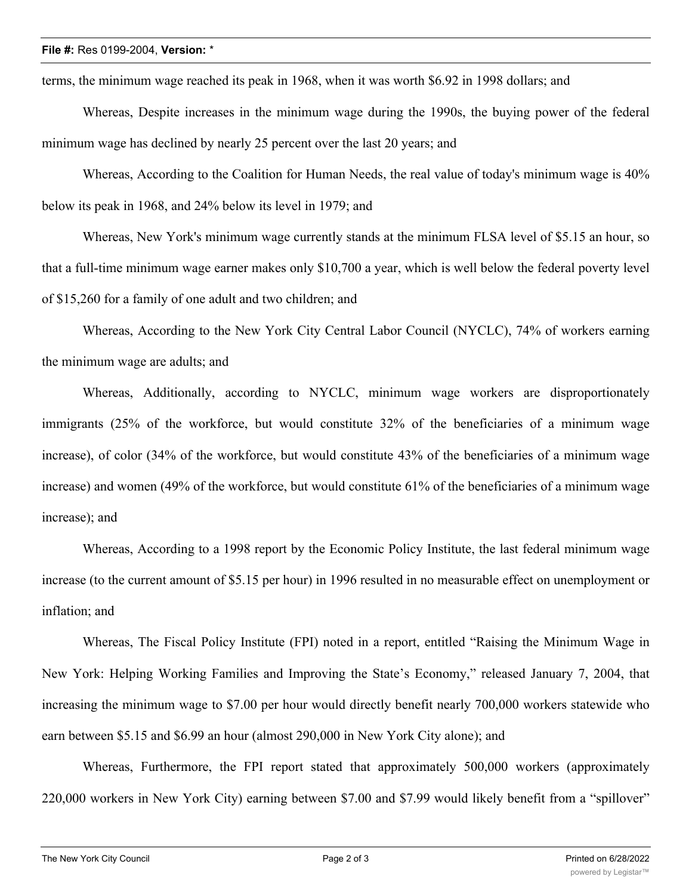terms, the minimum wage reached its peak in 1968, when it was worth $6.92 in 1998 dollars; and

Whereas, Despite increases in the minimum wage during the 1990s, the buying power of the federal minimum wage has declined by nearly 25 percent over the last 20 years; and

Whereas, According to the Coalition for Human Needs, the real value of today's minimum wage is 40% below its peak in 1968, and 24% below its level in 1979; and

Whereas, New York's minimum wage currently stands at the minimum FLSA level of $5.15 an hour, so that a full-time minimum wage earner makes only $10,700 a year, which is well below the federal poverty level of $15,260 for a family of one adult and two children; and

Whereas, According to the New York City Central Labor Council (NYCLC), 74% of workers earning the minimum wage are adults; and

Whereas, Additionally, according to NYCLC, minimum wage workers are disproportionately immigrants (25% of the workforce, but would constitute 32% of the beneficiaries of a minimum wage increase), of color (34% of the workforce, but would constitute 43% of the beneficiaries of a minimum wage increase) and women (49% of the workforce, but would constitute 61% of the beneficiaries of a minimum wage increase); and

Whereas, According to a 1998 report by the Economic Policy Institute, the last federal minimum wage increase (to the current amount of $5.15 per hour) in 1996 resulted in no measurable effect on unemployment or inflation; and

Whereas, The Fiscal Policy Institute (FPI) noted in a report, entitled "Raising the Minimum Wage in New York: Helping Working Families and Improving the State's Economy," released January 7, 2004, that increasing the minimum wage to $7.00 per hour would directly benefit nearly 700,000 workers statewide who earn between $5.15 and $6.99 an hour (almost 290,000 in New York City alone); and

Whereas, Furthermore, the FPI report stated that approximately 500,000 workers (approximately 220,000 workers in New York City) earning between $7.00 and $7.99 would likely benefit from a "spillover"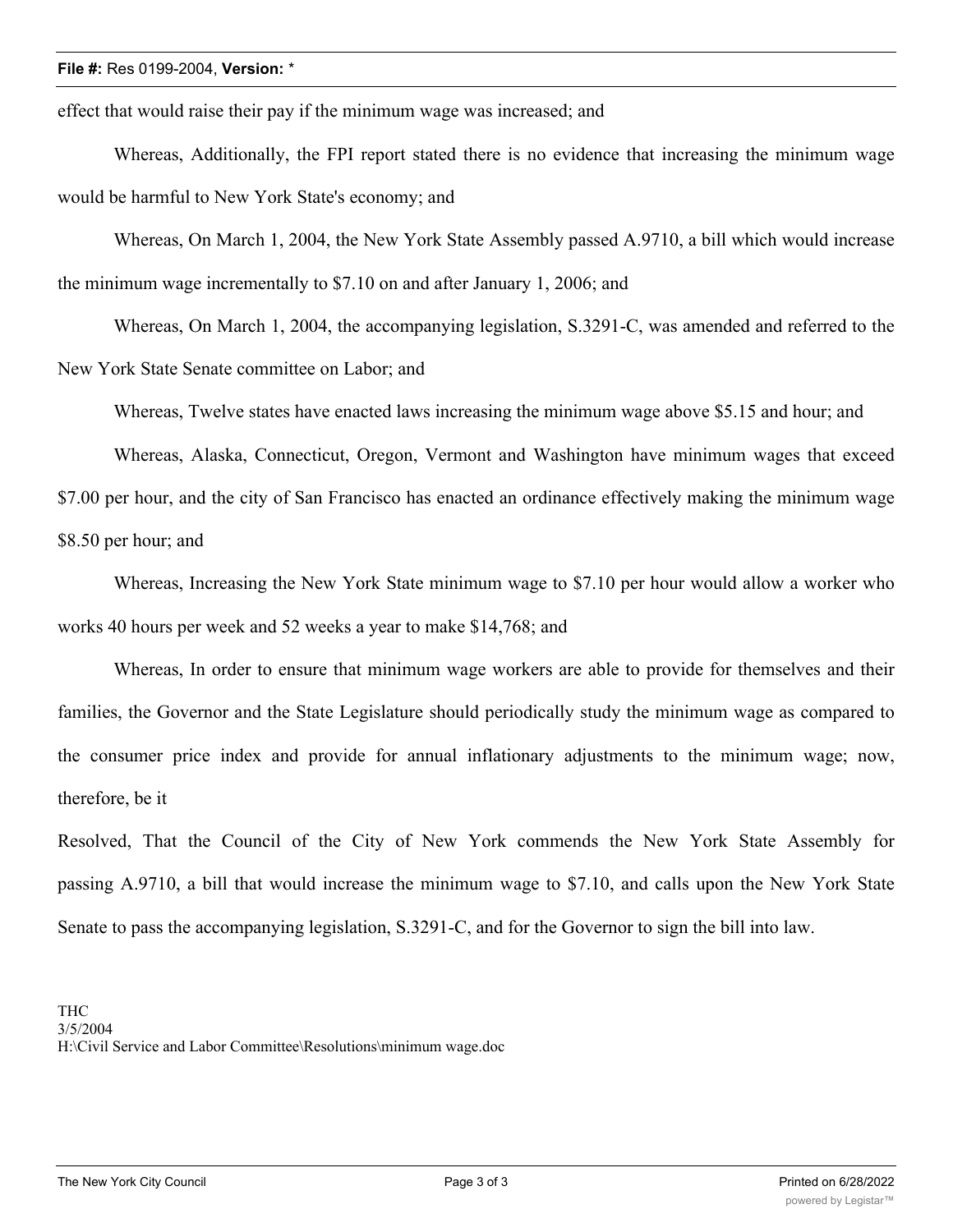effect that would raise their pay if the minimum wage was increased; and

Whereas, Additionally, the FPI report stated there is no evidence that increasing the minimum wage would be harmful to New York State's economy; and

Whereas, On March 1, 2004, the New York State Assembly passed A.9710, a bill which would increase the minimum wage incrementally to $7.10 on and after January 1, 2006; and

Whereas, On March 1, 2004, the accompanying legislation, S.3291-C, was amended and referred to the New York State Senate committee on Labor; and

Whereas, Twelve states have enacted laws increasing the minimum wage above $5.15 and hour; and

Whereas, Alaska, Connecticut, Oregon, Vermont and Washington have minimum wages that exceed $7.00 per hour, and the city of San Francisco has enacted an ordinance effectively making the minimum wage $8.50 per hour; and

Whereas, Increasing the New York State minimum wage to $7.10 per hour would allow a worker who works 40 hours per week and 52 weeks a year to make $14,768; and

Whereas, In order to ensure that minimum wage workers are able to provide for themselves and their families, the Governor and the State Legislature should periodically study the minimum wage as compared to the consumer price index and provide for annual inflationary adjustments to the minimum wage; now, therefore, be it

Resolved, That the Council of the City of New York commends the New York State Assembly for passing A.9710, a bill that would increase the minimum wage to $7.10, and calls upon the New York State Senate to pass the accompanying legislation, S.3291-C, and for the Governor to sign the bill into law.

THC
3/5/2004
H:\Civil Service and Labor Committee\Resolutions\minimum wage.doc